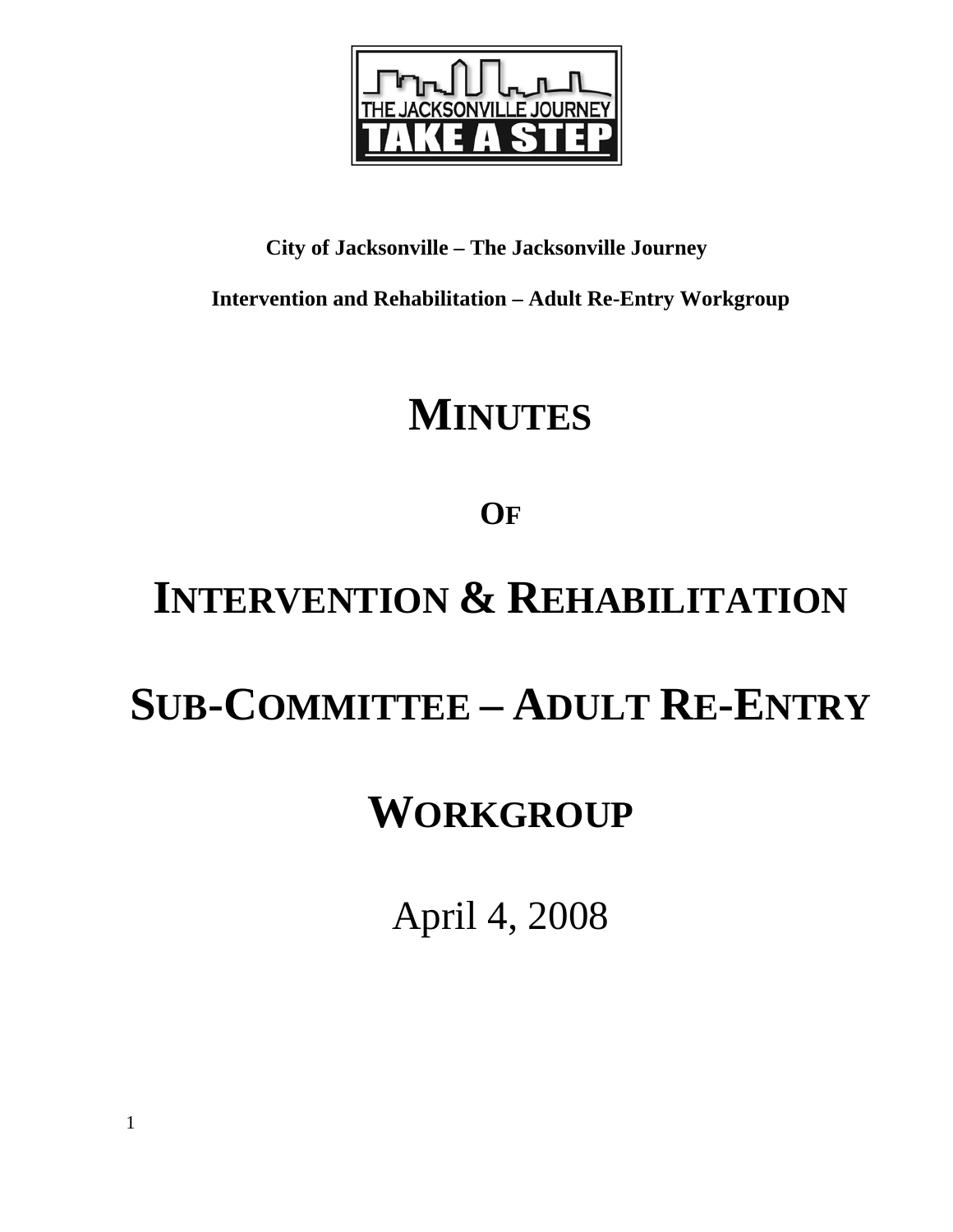**City of Jacksonville – The Jacksonville Journey**

**Intervention and Rehabilitation – Adult Re-Entry Workgroup**

# MINUTES

## OF

# INTERVENTION & REHABILITATION

# SUB-COMMITTEE – ADULT RE-ENTRY

# WORKGROUP

April 4, 2008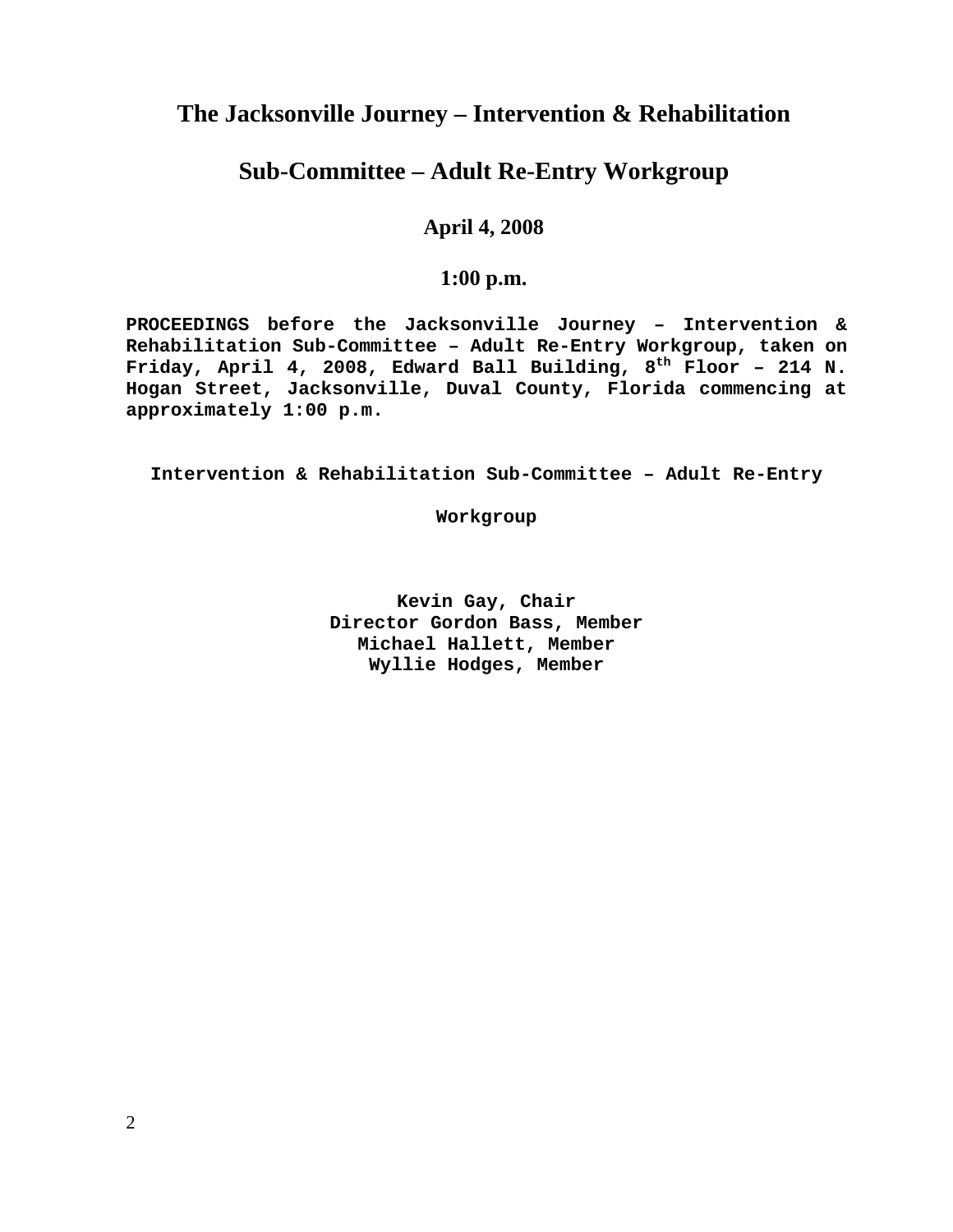# The Jacksonville Journey – Intervention & Rehabilitation

## Sub-Committee – Adult Re-Entry Workgroup

### April 4, 2008

### 1:00 p.m.

**PROCEEDINGS before the Jacksonville Journey – Intervention & Rehabilitation Sub-Committee – Adult Re-Entry Workgroup, taken on Friday, April 4, 2008, Edward Ball Building, 8th Floor – 214 N. Hogan Street, Jacksonville, Duval County, Florida commencing at approximately 1:00 p.m.**

**Intervention & Rehabilitation Sub-Committee – Adult Re-Entry Workgroup**

**Kevin Gay, Chair**
**Director Gordon Bass, Member**
**Michael Hallett, Member**
**Wyllie Hodges, Member**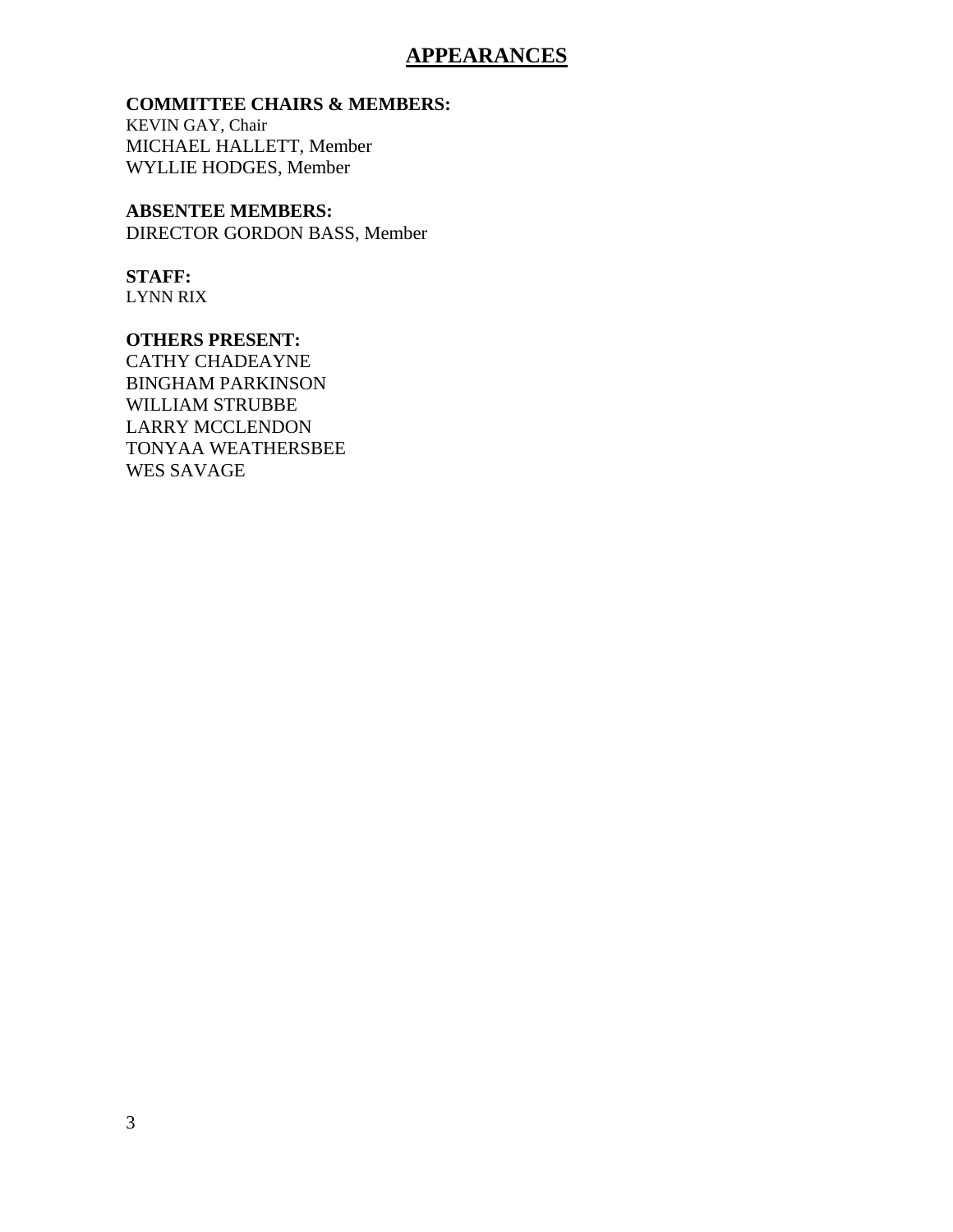# APPEARANCES

**COMMITTEE CHAIRS & MEMBERS:**
KEVIN GAY, Chair
MICHAEL HALLETT, Member
WYLLIE HODGES, Member

**ABSENTEE MEMBERS:**
DIRECTOR GORDON BASS, Member

**STAFF:**
LYNN RIX

**OTHERS PRESENT:**
CATHY CHADEAYNE
BINGHAM PARKINSON
WILLIAM STRUBBE
LARRY MCCLENDON
TONYAA WEATHERSBEE
WES SAVAGE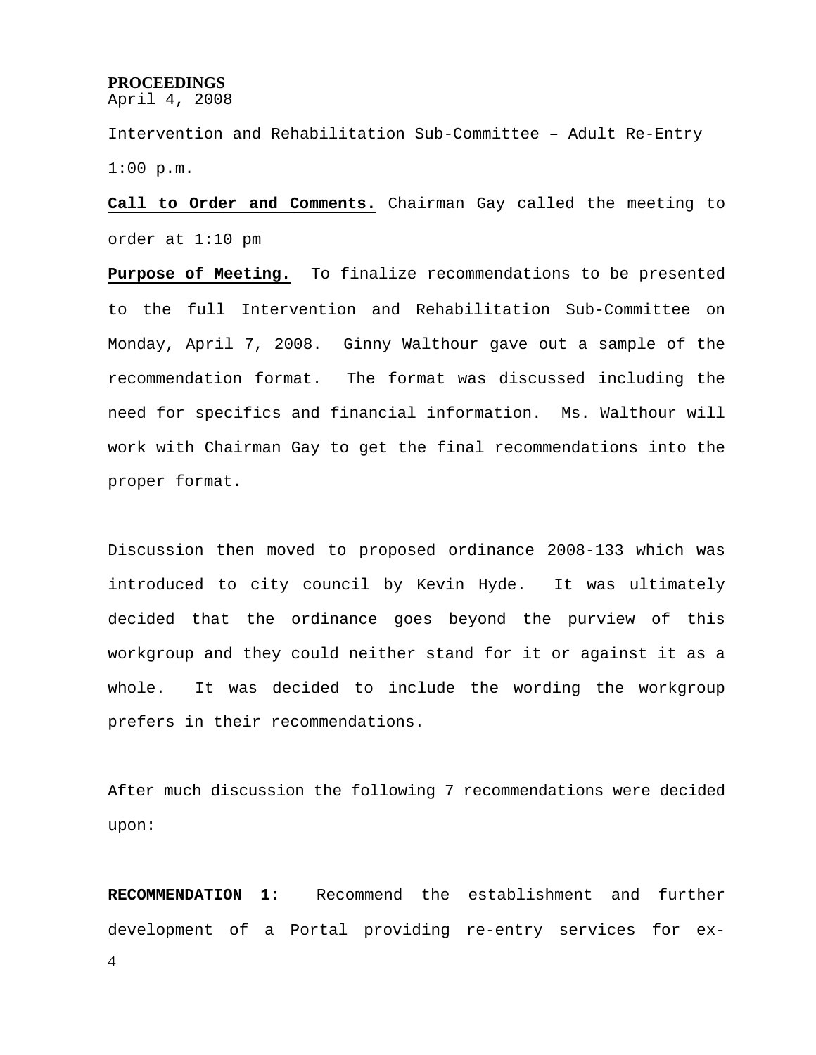**PROCEEDINGS**

April 4, 2008

Intervention and Rehabilitation Sub-Committee – Adult Re-Entry

1:00 p.m.

**Call to Order and Comments.** Chairman Gay called the meeting to order at 1:10 pm

**Purpose of Meeting.** To finalize recommendations to be presented to the full Intervention and Rehabilitation Sub-Committee on Monday, April 7, 2008. Ginny Walthour gave out a sample of the recommendation format. The format was discussed including the need for specifics and financial information. Ms. Walthour will work with Chairman Gay to get the final recommendations into the proper format.

Discussion then moved to proposed ordinance 2008-133 which was introduced to city council by Kevin Hyde. It was ultimately decided that the ordinance goes beyond the purview of this workgroup and they could neither stand for it or against it as a whole. It was decided to include the wording the workgroup prefers in their recommendations.

After much discussion the following 7 recommendations were decided upon:

**RECOMMENDATION 1:** Recommend the establishment and further development of a Portal providing re-entry services for ex-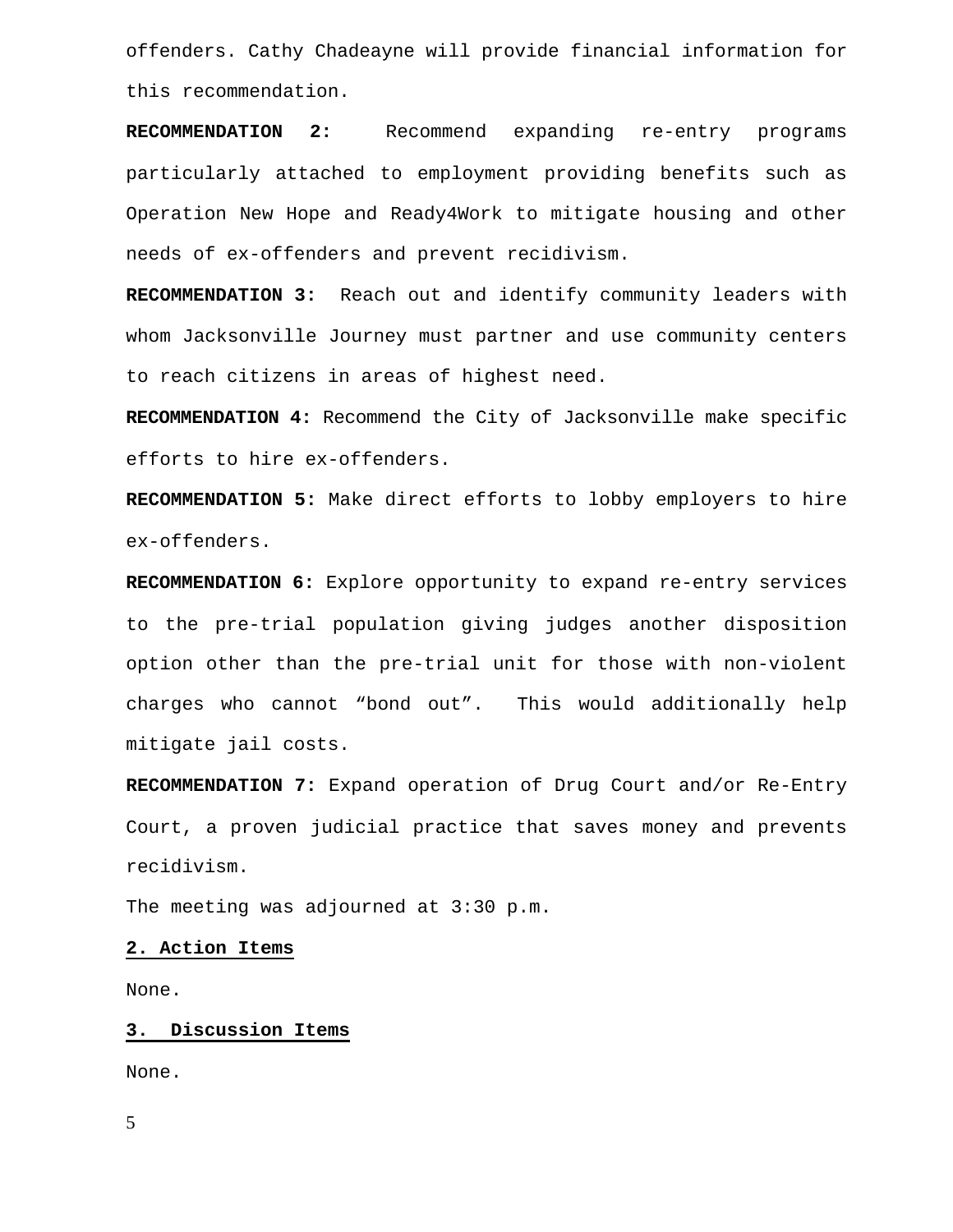offenders. Cathy Chadeayne will provide financial information for this recommendation.

**RECOMMENDATION 2:** Recommend expanding re-entry programs particularly attached to employment providing benefits such as Operation New Hope and Ready4Work to mitigate housing and other needs of ex-offenders and prevent recidivism.

**RECOMMENDATION 3:** Reach out and identify community leaders with whom Jacksonville Journey must partner and use community centers to reach citizens in areas of highest need.

**RECOMMENDATION 4:** Recommend the City of Jacksonville make specific efforts to hire ex-offenders.

**RECOMMENDATION 5:** Make direct efforts to lobby employers to hire ex-offenders.

**RECOMMENDATION 6:** Explore opportunity to expand re-entry services to the pre-trial population giving judges another disposition option other than the pre-trial unit for those with non-violent charges who cannot "bond out". This would additionally help mitigate jail costs.

**RECOMMENDATION 7:** Expand operation of Drug Court and/or Re-Entry Court, a proven judicial practice that saves money and prevents recidivism.

The meeting was adjourned at 3:30 p.m.

**2. Action Items**

None.

**3. Discussion Items**

None.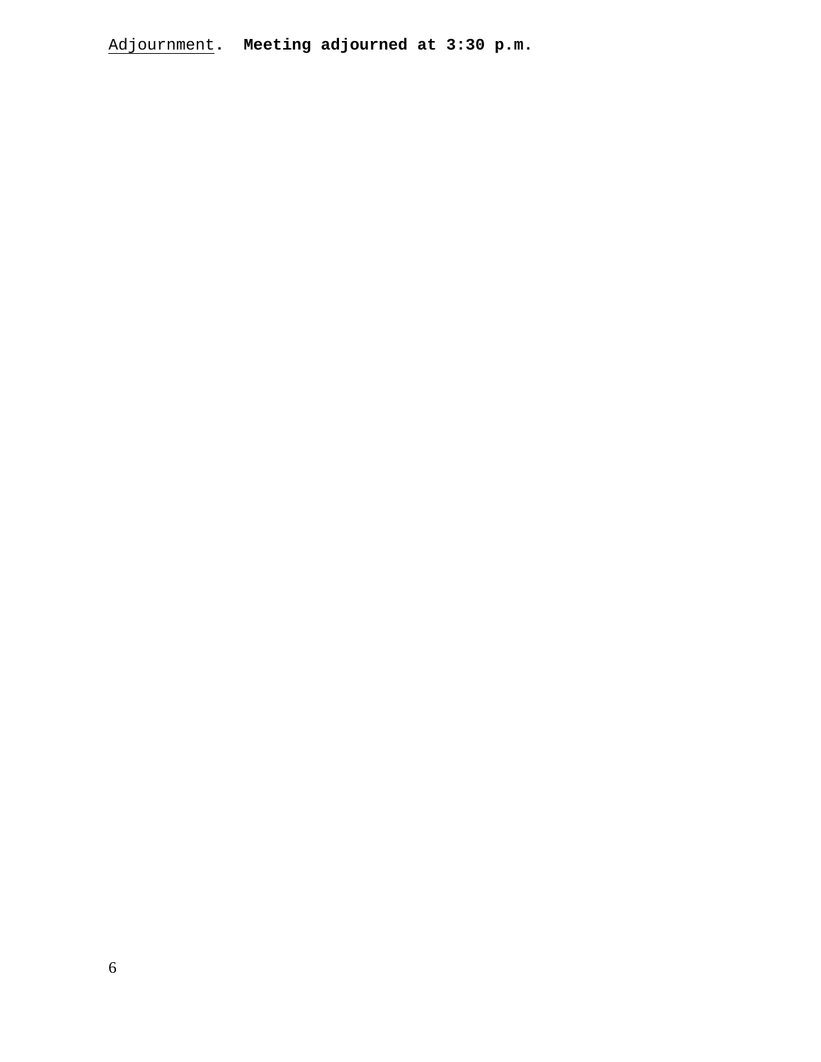<u>Adjournment</u>. **Meeting adjourned at 3:30 p.m.**